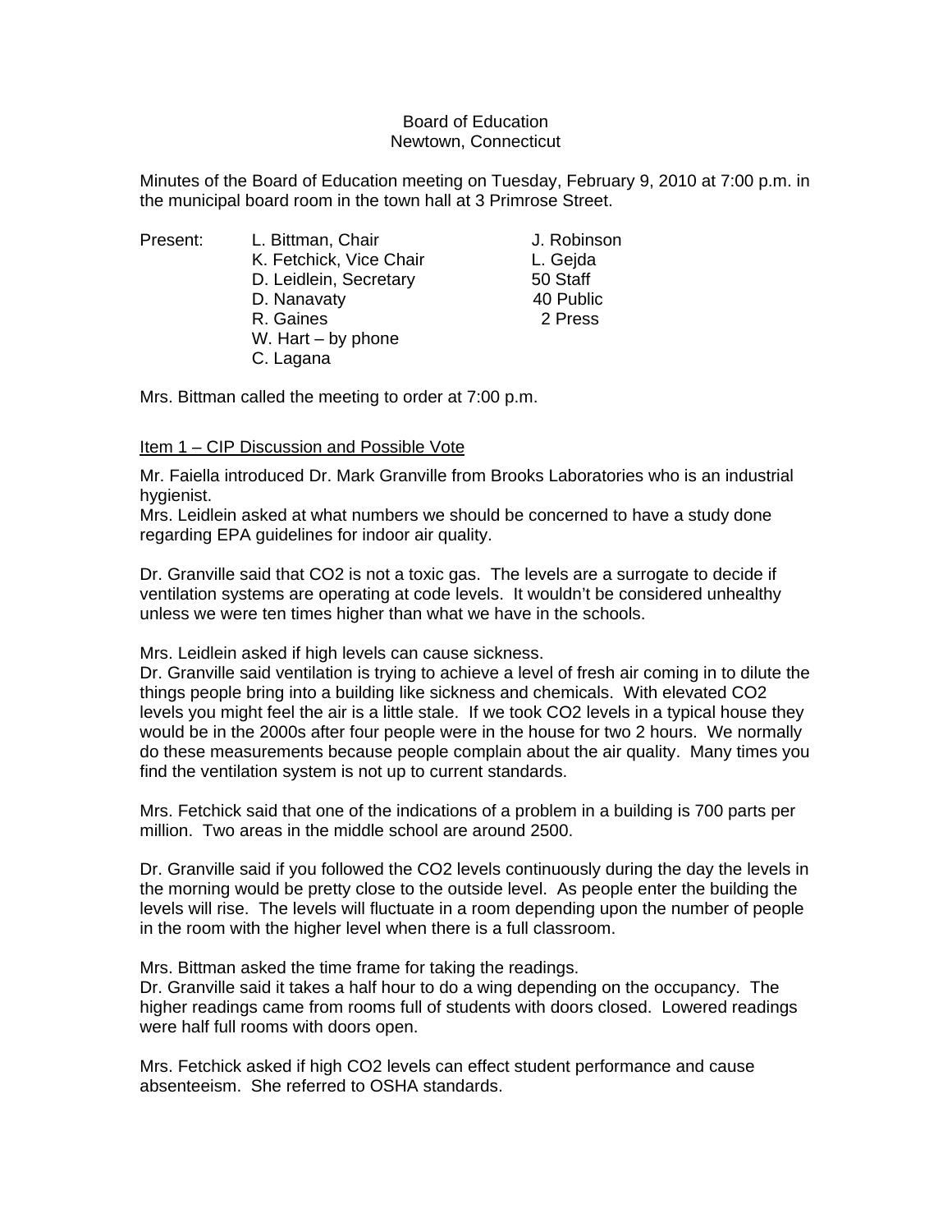Board of Education
Newtown, Connecticut

Minutes of the Board of Education meeting on Tuesday, February 9, 2010 at 7:00 p.m. in the municipal board room in the town hall at 3 Primrose Street.

| Present: | L. Bittman, Chair | J. Robinson |
|---|---|---|
| | K. Fetchick, Vice Chair | L. Gejda |
| | D. Leidlein, Secretary | 50 Staff |
| | D. Nanavaty | 40 Public |
| | R. Gaines | 2 Press |
| | W. Hart – by phone | |
| | C. Lagana | |

Mrs. Bittman called the meeting to order at 7:00 p.m.

Item 1 – CIP Discussion and Possible Vote

Mr. Faiella introduced Dr. Mark Granville from Brooks Laboratories who is an industrial hygienist.
Mrs. Leidlein asked at what numbers we should be concerned to have a study done regarding EPA guidelines for indoor air quality.

Dr. Granville said that $CO_2$ is not a toxic gas. The levels are a surrogate to decide if ventilation systems are operating at code levels. It wouldn't be considered unhealthy unless we were ten times higher than what we have in the schools.

Mrs. Leidlein asked if high levels can cause sickness.
Dr. Granville said ventilation is trying to achieve a level of fresh air coming in to dilute the things people bring into a building like sickness and chemicals. With elevated $CO_2$ levels you might feel the air is a little stale. If we took $CO_2$ levels in a typical house they would be in the 2000s after four people were in the house for two 2 hours. We normally do these measurements because people complain about the air quality. Many times you find the ventilation system is not up to current standards.

Mrs. Fetchick said that one of the indications of a problem in a building is 700 parts per million. Two areas in the middle school are around 2500.

Dr. Granville said if you followed the $CO_2$ levels continuously during the day the levels in the morning would be pretty close to the outside level. As people enter the building the levels will rise. The levels will fluctuate in a room depending upon the number of people in the room with the higher level when there is a full classroom.

Mrs. Bittman asked the time frame for taking the readings.
Dr. Granville said it takes a half hour to do a wing depending on the occupancy. The higher readings came from rooms full of students with doors closed. Lowered readings were half full rooms with doors open.

Mrs. Fetchick asked if high $CO_2$ levels can effect student performance and cause absenteeism. She referred to OSHA standards.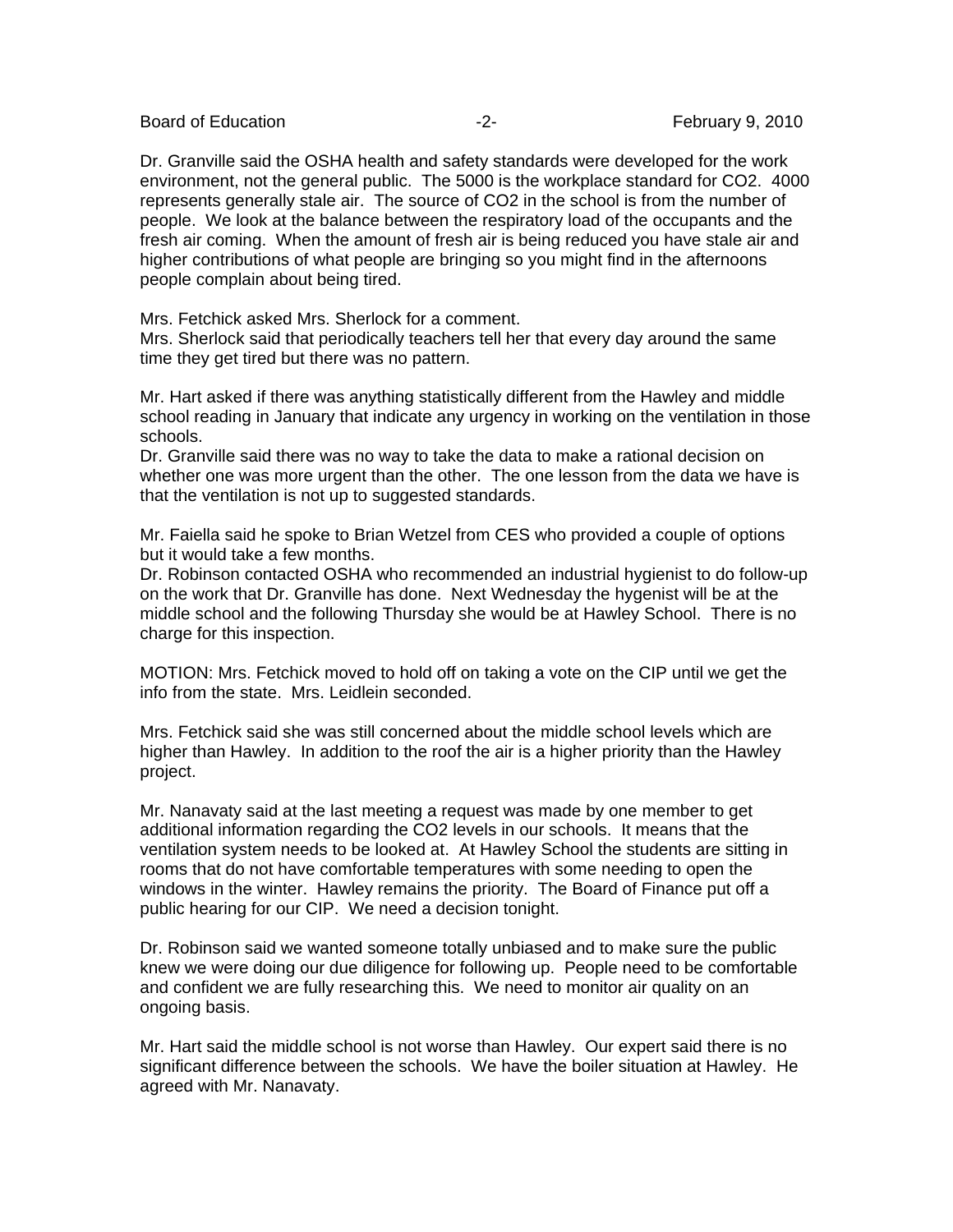Dr. Granville said the OSHA health and safety standards were developed for the work environment, not the general public. The 5000 is the workplace standard for $CO_2$. 4000 represents generally stale air. The source of $CO_2$ in the school is from the number of people. We look at the balance between the respiratory load of the occupants and the fresh air coming. When the amount of fresh air is being reduced you have stale air and higher contributions of what people are bringing so you might find in the afternoons people complain about being tired.

Mrs. Fetchick asked Mrs. Sherlock for a comment.
Mrs. Sherlock said that periodically teachers tell her that every day around the same time they get tired but there was no pattern.

Mr. Hart asked if there was anything statistically different from the Hawley and middle school reading in January that indicate any urgency in working on the ventilation in those schools.
Dr. Granville said there was no way to take the data to make a rational decision on whether one was more urgent than the other. The one lesson from the data we have is that the ventilation is not up to suggested standards.

Mr. Faiella said he spoke to Brian Wetzel from CES who provided a couple of options but it would take a few months.
Dr. Robinson contacted OSHA who recommended an industrial hygienist to do follow-up on the work that Dr. Granville has done. Next Wednesday the hygenist will be at the middle school and the following Thursday she would be at Hawley School. There is no charge for this inspection.

MOTION: Mrs. Fetchick moved to hold off on taking a vote on the CIP until we get the info from the state. Mrs. Leidlein seconded.

Mrs. Fetchick said she was still concerned about the middle school levels which are higher than Hawley. In addition to the roof the air is a higher priority than the Hawley project.

Mr. Nanavaty said at the last meeting a request was made by one member to get additional information regarding the $CO_2$ levels in our schools. It means that the ventilation system needs to be looked at. At Hawley School the students are sitting in rooms that do not have comfortable temperatures with some needing to open the windows in the winter. Hawley remains the priority. The Board of Finance put off a public hearing for our CIP. We need a decision tonight.

Dr. Robinson said we wanted someone totally unbiased and to make sure the public knew we were doing our due diligence for following up. People need to be comfortable and confident we are fully researching this. We need to monitor air quality on an ongoing basis.

Mr. Hart said the middle school is not worse than Hawley. Our expert said there is no significant difference between the schools. We have the boiler situation at Hawley. He agreed with Mr. Nanavaty.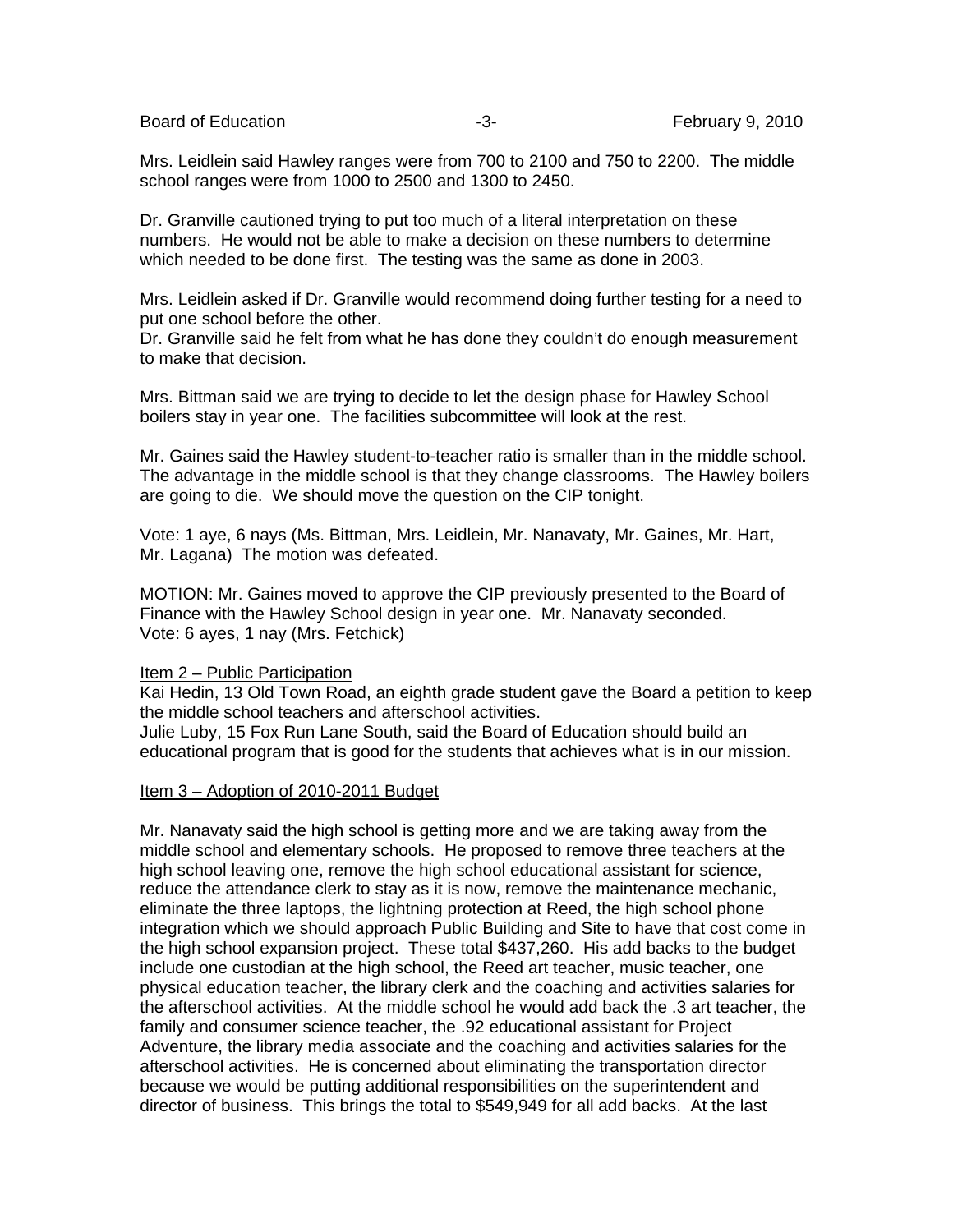Mrs. Leidlein said Hawley ranges were from 700 to 2100 and 750 to 2200. The middle school ranges were from 1000 to 2500 and 1300 to 2450.

Dr. Granville cautioned trying to put too much of a literal interpretation on these numbers. He would not be able to make a decision on these numbers to determine which needed to be done first. The testing was the same as done in 2003.

Mrs. Leidlein asked if Dr. Granville would recommend doing further testing for a need to put one school before the other.
Dr. Granville said he felt from what he has done they couldn't do enough measurement to make that decision.

Mrs. Bittman said we are trying to decide to let the design phase for Hawley School boilers stay in year one. The facilities subcommittee will look at the rest.

Mr. Gaines said the Hawley student-to-teacher ratio is smaller than in the middle school. The advantage in the middle school is that they change classrooms. The Hawley boilers are going to die. We should move the question on the CIP tonight.

Vote: 1 aye, 6 nays (Ms. Bittman, Mrs. Leidlein, Mr. Nanavaty, Mr. Gaines, Mr. Hart, Mr. Lagana) The motion was defeated.

MOTION: Mr. Gaines moved to approve the CIP previously presented to the Board of Finance with the Hawley School design in year one. Mr. Nanavaty seconded.
Vote: 6 ayes, 1 nay (Mrs. Fetchick)

Item 2 – Public Participation

Kai Hedin, 13 Old Town Road, an eighth grade student gave the Board a petition to keep the middle school teachers and afterschool activities.
Julie Luby, 15 Fox Run Lane South, said the Board of Education should build an educational program that is good for the students that achieves what is in our mission.

Item 3 – Adoption of 2010-2011 Budget

Mr. Nanavaty said the high school is getting more and we are taking away from the middle school and elementary schools. He proposed to remove three teachers at the high school leaving one, remove the high school educational assistant for science, reduce the attendance clerk to stay as it is now, remove the maintenance mechanic, eliminate the three laptops, the lightning protection at Reed, the high school phone integration which we should approach Public Building and Site to have that cost come in the high school expansion project. These total $437,260. His add backs to the budget include one custodian at the high school, the Reed art teacher, music teacher, one physical education teacher, the library clerk and the coaching and activities salaries for the afterschool activities. At the middle school he would add back the .3 art teacher, the family and consumer science teacher, the .92 educational assistant for Project Adventure, the library media associate and the coaching and activities salaries for the afterschool activities. He is concerned about eliminating the transportation director because we would be putting additional responsibilities on the superintendent and director of business. This brings the total to $549,949 for all add backs. At the last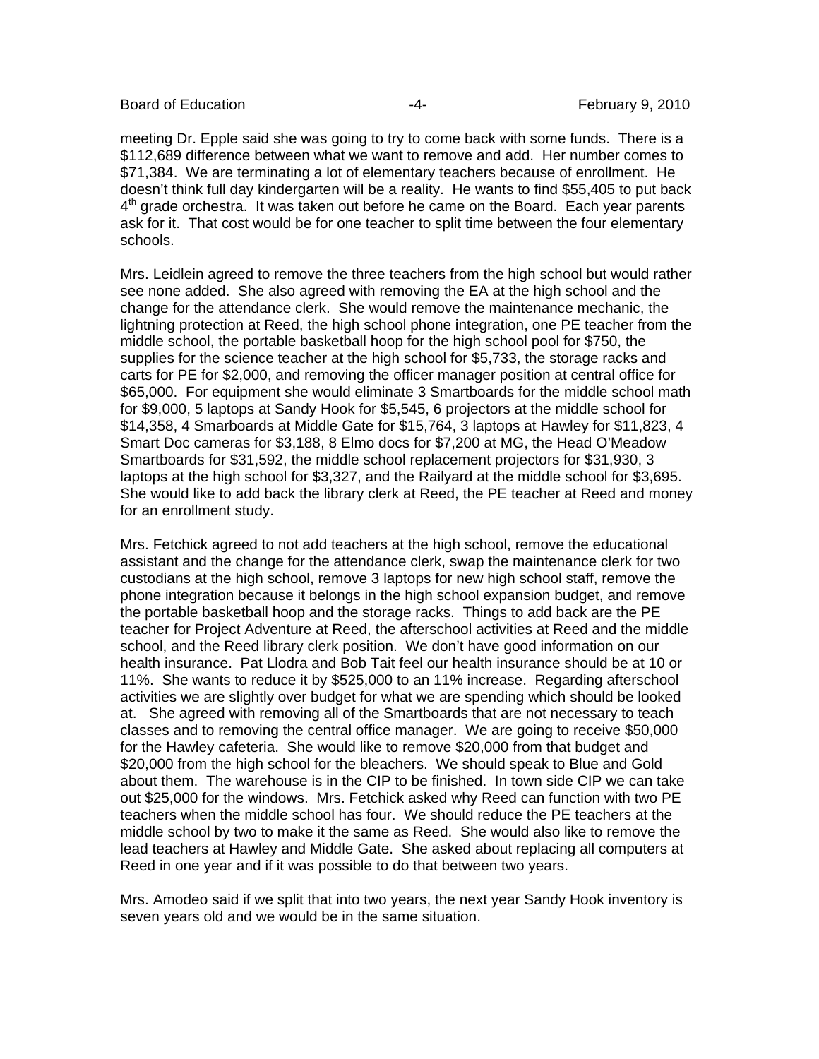meeting Dr. Epple said she was going to try to come back with some funds. There is a \$112,689 difference between what we want to remove and add. Her number comes to \$71,384. We are terminating a lot of elementary teachers because of enrollment. He doesn't think full day kindergarten will be a reality. He wants to find \$55,405 to put back 4th grade orchestra. It was taken out before he came on the Board. Each year parents ask for it. That cost would be for one teacher to split time between the four elementary schools.

Mrs. Leidlein agreed to remove the three teachers from the high school but would rather see none added. She also agreed with removing the EA at the high school and the change for the attendance clerk. She would remove the maintenance mechanic, the lightning protection at Reed, the high school phone integration, one PE teacher from the middle school, the portable basketball hoop for the high school pool for \$750, the supplies for the science teacher at the high school for \$5,733, the storage racks and carts for PE for \$2,000, and removing the officer manager position at central office for \$65,000. For equipment she would eliminate 3 Smartboards for the middle school math for \$9,000, 5 laptops at Sandy Hook for \$5,545, 6 projectors at the middle school for \$14,358, 4 Smarboards at Middle Gate for \$15,764, 3 laptops at Hawley for \$11,823, 4 Smart Doc cameras for \$3,188, 8 Elmo docs for \$7,200 at MG, the Head O'Meadow Smartboards for \$31,592, the middle school replacement projectors for \$31,930, 3 laptops at the high school for \$3,327, and the Railyard at the middle school for \$3,695. She would like to add back the library clerk at Reed, the PE teacher at Reed and money for an enrollment study.

Mrs. Fetchick agreed to not add teachers at the high school, remove the educational assistant and the change for the attendance clerk, swap the maintenance clerk for two custodians at the high school, remove 3 laptops for new high school staff, remove the phone integration because it belongs in the high school expansion budget, and remove the portable basketball hoop and the storage racks. Things to add back are the PE teacher for Project Adventure at Reed, the afterschool activities at Reed and the middle school, and the Reed library clerk position. We don't have good information on our health insurance. Pat Llodra and Bob Tait feel our health insurance should be at 10 or 11%. She wants to reduce it by \$525,000 to an 11% increase. Regarding afterschool activities we are slightly over budget for what we are spending which should be looked at. She agreed with removing all of the Smartboards that are not necessary to teach classes and to removing the central office manager. We are going to receive \$50,000 for the Hawley cafeteria. She would like to remove \$20,000 from that budget and \$20,000 from the high school for the bleachers. We should speak to Blue and Gold about them. The warehouse is in the CIP to be finished. In town side CIP we can take out \$25,000 for the windows. Mrs. Fetchick asked why Reed can function with two PE teachers when the middle school has four. We should reduce the PE teachers at the middle school by two to make it the same as Reed. She would also like to remove the lead teachers at Hawley and Middle Gate. She asked about replacing all computers at Reed in one year and if it was possible to do that between two years.

Mrs. Amodeo said if we split that into two years, the next year Sandy Hook inventory is seven years old and we would be in the same situation.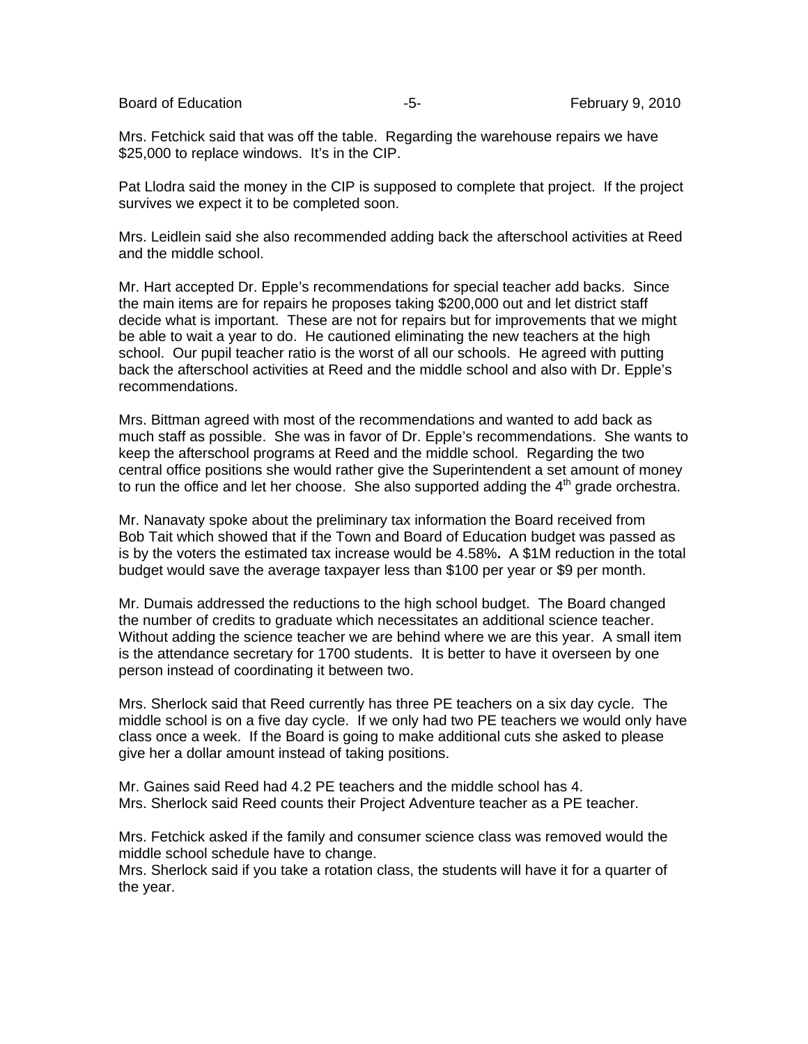Mrs. Fetchick said that was off the table. Regarding the warehouse repairs we have $25,000 to replace windows. It's in the CIP.

Pat Llodra said the money in the CIP is supposed to complete that project. If the project survives we expect it to be completed soon.

Mrs. Leidlein said she also recommended adding back the afterschool activities at Reed and the middle school.

Mr. Hart accepted Dr. Epple's recommendations for special teacher add backs. Since the main items are for repairs he proposes taking $200,000 out and let district staff decide what is important. These are not for repairs but for improvements that we might be able to wait a year to do. He cautioned eliminating the new teachers at the high school. Our pupil teacher ratio is the worst of all our schools. He agreed with putting back the afterschool activities at Reed and the middle school and also with Dr. Epple's recommendations.

Mrs. Bittman agreed with most of the recommendations and wanted to add back as much staff as possible. She was in favor of Dr. Epple's recommendations. She wants to keep the afterschool programs at Reed and the middle school. Regarding the two central office positions she would rather give the Superintendent a set amount of money to run the office and let her choose. She also supported adding the 4th grade orchestra.

Mr. Nanavaty spoke about the preliminary tax information the Board received from Bob Tait which showed that if the Town and Board of Education budget was passed as is by the voters the estimated tax increase would be 4.58%**.** A $1M reduction in the total budget would save the average taxpayer less than $100 per year or $9 per month.

Mr. Dumais addressed the reductions to the high school budget. The Board changed the number of credits to graduate which necessitates an additional science teacher. Without adding the science teacher we are behind where we are this year. A small item is the attendance secretary for 1700 students. It is better to have it overseen by one person instead of coordinating it between two.

Mrs. Sherlock said that Reed currently has three PE teachers on a six day cycle. The middle school is on a five day cycle. If we only had two PE teachers we would only have class once a week. If the Board is going to make additional cuts she asked to please give her a dollar amount instead of taking positions.

Mr. Gaines said Reed had 4.2 PE teachers and the middle school has 4.
Mrs. Sherlock said Reed counts their Project Adventure teacher as a PE teacher.

Mrs. Fetchick asked if the family and consumer science class was removed would the middle school schedule have to change.
Mrs. Sherlock said if you take a rotation class, the students will have it for a quarter of the year.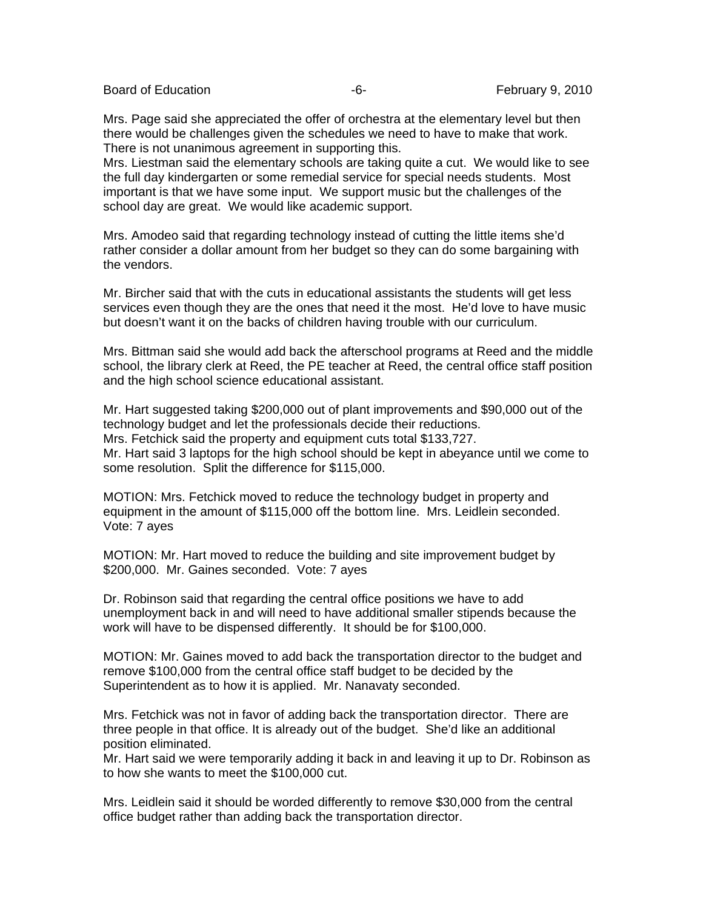Mrs. Page said she appreciated the offer of orchestra at the elementary level but then there would be challenges given the schedules we need to have to make that work. There is not unanimous agreement in supporting this.
Mrs. Liestman said the elementary schools are taking quite a cut. We would like to see the full day kindergarten or some remedial service for special needs students. Most important is that we have some input. We support music but the challenges of the school day are great. We would like academic support.

Mrs. Amodeo said that regarding technology instead of cutting the little items she'd rather consider a dollar amount from her budget so they can do some bargaining with the vendors.

Mr. Bircher said that with the cuts in educational assistants the students will get less services even though they are the ones that need it the most. He'd love to have music but doesn't want it on the backs of children having trouble with our curriculum.

Mrs. Bittman said she would add back the afterschool programs at Reed and the middle school, the library clerk at Reed, the PE teacher at Reed, the central office staff position and the high school science educational assistant.

Mr. Hart suggested taking $200,000 out of plant improvements and $90,000 out of the technology budget and let the professionals decide their reductions.
Mrs. Fetchick said the property and equipment cuts total $133,727.
Mr. Hart said 3 laptops for the high school should be kept in abeyance until we come to some resolution. Split the difference for $115,000.

MOTION: Mrs. Fetchick moved to reduce the technology budget in property and equipment in the amount of $115,000 off the bottom line. Mrs. Leidlein seconded.
Vote: 7 ayes

MOTION: Mr. Hart moved to reduce the building and site improvement budget by $200,000. Mr. Gaines seconded. Vote: 7 ayes

Dr. Robinson said that regarding the central office positions we have to add unemployment back in and will need to have additional smaller stipends because the work will have to be dispensed differently. It should be for $100,000.

MOTION: Mr. Gaines moved to add back the transportation director to the budget and remove $100,000 from the central office staff budget to be decided by the Superintendent as to how it is applied. Mr. Nanavaty seconded.

Mrs. Fetchick was not in favor of adding back the transportation director. There are three people in that office. It is already out of the budget. She'd like an additional position eliminated.
Mr. Hart said we were temporarily adding it back in and leaving it up to Dr. Robinson as to how she wants to meet the $100,000 cut.

Mrs. Leidlein said it should be worded differently to remove $30,000 from the central office budget rather than adding back the transportation director.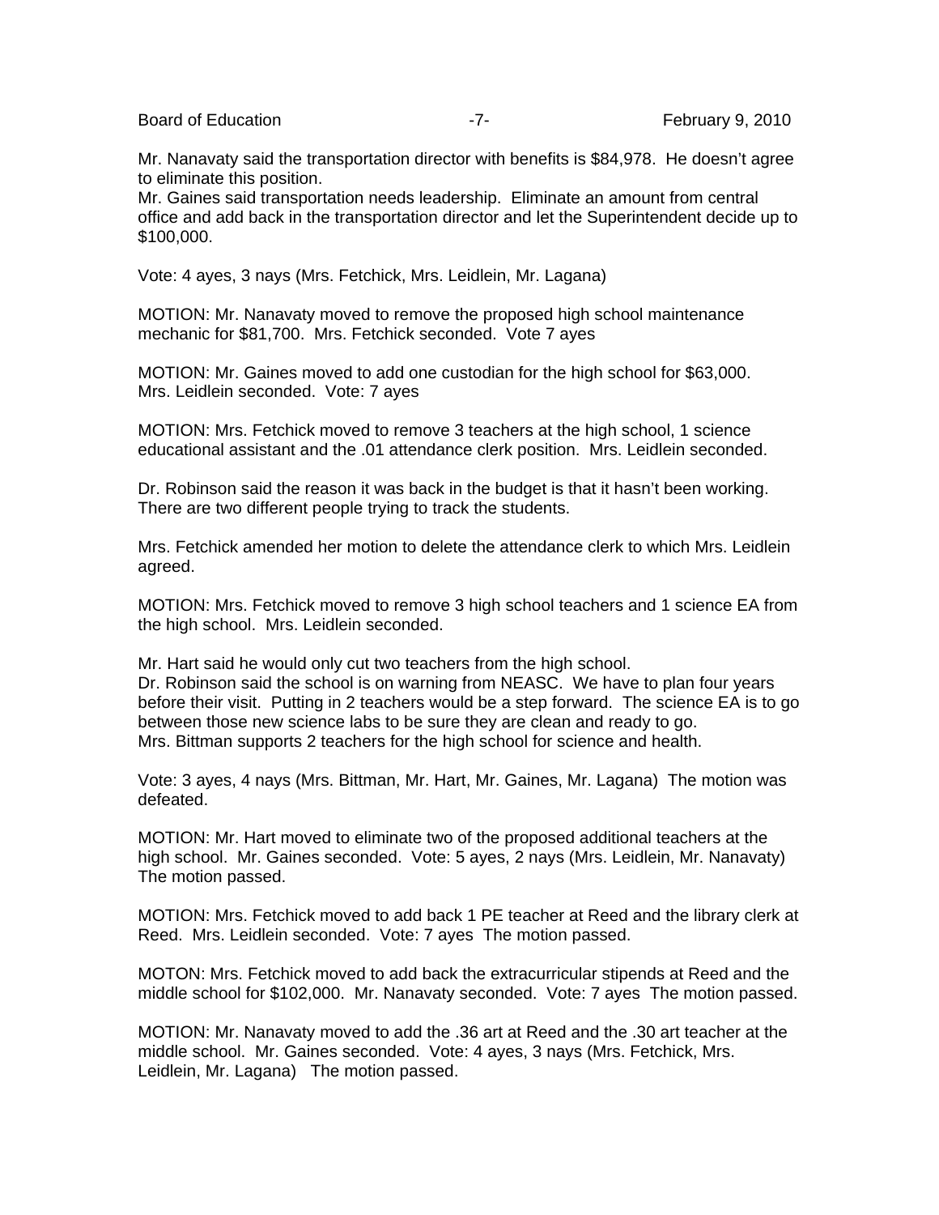Mr. Nanavaty said the transportation director with benefits is $84,978. He doesn't agree to eliminate this position.
Mr. Gaines said transportation needs leadership. Eliminate an amount from central office and add back in the transportation director and let the Superintendent decide up to $100,000.

Vote: 4 ayes, 3 nays (Mrs. Fetchick, Mrs. Leidlein, Mr. Lagana)

MOTION: Mr. Nanavaty moved to remove the proposed high school maintenance mechanic for $81,700. Mrs. Fetchick seconded. Vote 7 ayes

MOTION: Mr. Gaines moved to add one custodian for the high school for $63,000. Mrs. Leidlein seconded. Vote: 7 ayes

MOTION: Mrs. Fetchick moved to remove 3 teachers at the high school, 1 science educational assistant and the .01 attendance clerk position. Mrs. Leidlein seconded.

Dr. Robinson said the reason it was back in the budget is that it hasn't been working. There are two different people trying to track the students.

Mrs. Fetchick amended her motion to delete the attendance clerk to which Mrs. Leidlein agreed.

MOTION: Mrs. Fetchick moved to remove 3 high school teachers and 1 science EA from the high school. Mrs. Leidlein seconded.

Mr. Hart said he would only cut two teachers from the high school.
Dr. Robinson said the school is on warning from NEASC. We have to plan four years before their visit. Putting in 2 teachers would be a step forward. The science EA is to go between those new science labs to be sure they are clean and ready to go.
Mrs. Bittman supports 2 teachers for the high school for science and health.

Vote: 3 ayes, 4 nays (Mrs. Bittman, Mr. Hart, Mr. Gaines, Mr. Lagana) The motion was defeated.

MOTION: Mr. Hart moved to eliminate two of the proposed additional teachers at the high school. Mr. Gaines seconded. Vote: 5 ayes, 2 nays (Mrs. Leidlein, Mr. Nanavaty) The motion passed.

MOTION: Mrs. Fetchick moved to add back 1 PE teacher at Reed and the library clerk at Reed. Mrs. Leidlein seconded. Vote: 7 ayes The motion passed.

MOTON: Mrs. Fetchick moved to add back the extracurricular stipends at Reed and the middle school for $102,000. Mr. Nanavaty seconded. Vote: 7 ayes The motion passed.

MOTION: Mr. Nanavaty moved to add the .36 art at Reed and the .30 art teacher at the middle school. Mr. Gaines seconded. Vote: 4 ayes, 3 nays (Mrs. Fetchick, Mrs. Leidlein, Mr. Lagana) The motion passed.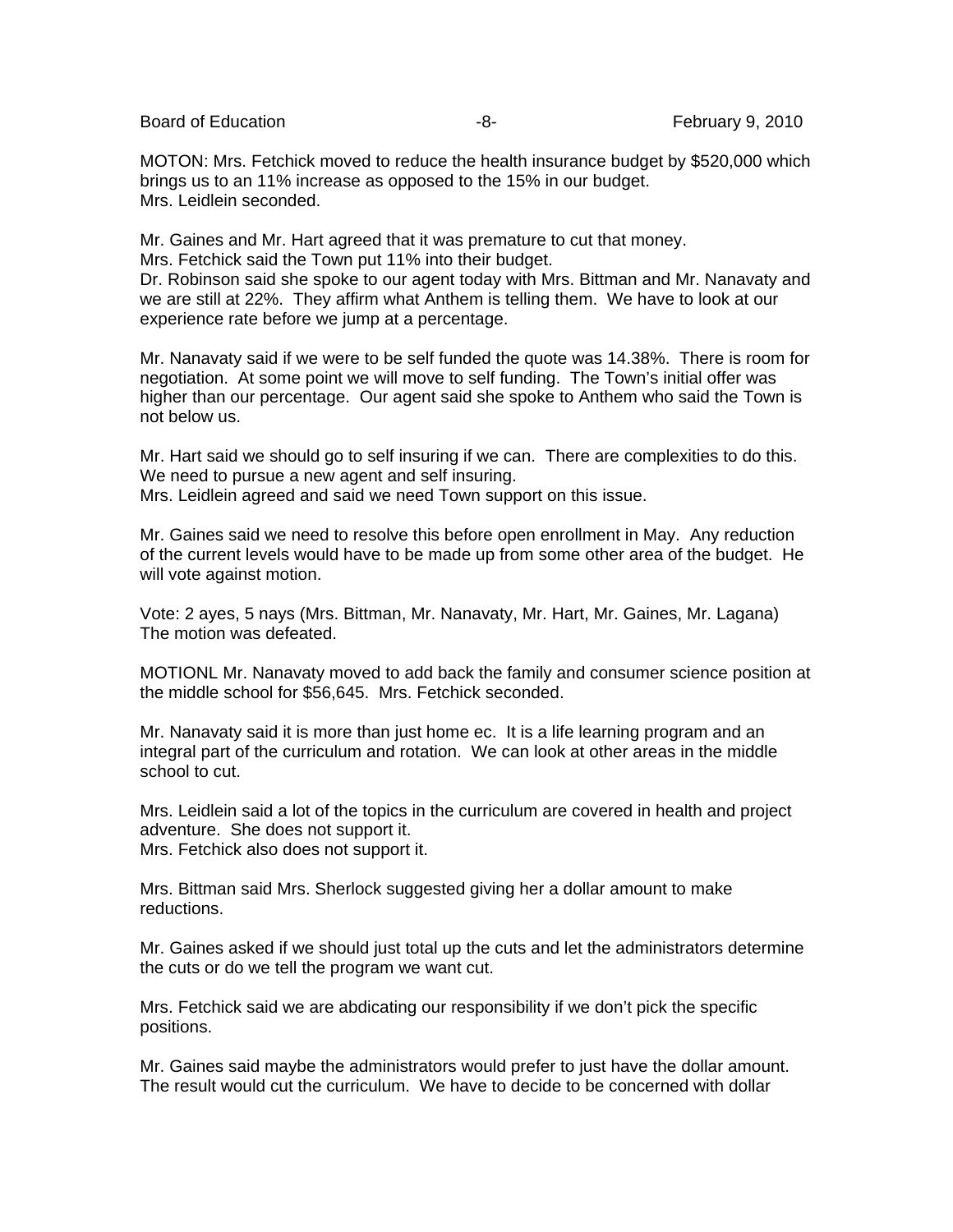MOTON: Mrs. Fetchick moved to reduce the health insurance budget by $520,000 which brings us to an 11% increase as opposed to the 15% in our budget.
Mrs. Leidlein seconded.

Mr. Gaines and Mr. Hart agreed that it was premature to cut that money.
Mrs. Fetchick said the Town put 11% into their budget.
Dr. Robinson said she spoke to our agent today with Mrs. Bittman and Mr. Nanavaty and we are still at 22%. They affirm what Anthem is telling them. We have to look at our experience rate before we jump at a percentage.

Mr. Nanavaty said if we were to be self funded the quote was 14.38%. There is room for negotiation. At some point we will move to self funding. The Town's initial offer was higher than our percentage. Our agent said she spoke to Anthem who said the Town is not below us.

Mr. Hart said we should go to self insuring if we can. There are complexities to do this. We need to pursue a new agent and self insuring.
Mrs. Leidlein agreed and said we need Town support on this issue.

Mr. Gaines said we need to resolve this before open enrollment in May. Any reduction of the current levels would have to be made up from some other area of the budget. He will vote against motion.

Vote: 2 ayes, 5 nays (Mrs. Bittman, Mr. Nanavaty, Mr. Hart, Mr. Gaines, Mr. Lagana)
The motion was defeated.

MOTIONL Mr. Nanavaty moved to add back the family and consumer science position at the middle school for $56,645. Mrs. Fetchick seconded.

Mr. Nanavaty said it is more than just home ec. It is a life learning program and an integral part of the curriculum and rotation. We can look at other areas in the middle school to cut.

Mrs. Leidlein said a lot of the topics in the curriculum are covered in health and project adventure. She does not support it.
Mrs. Fetchick also does not support it.

Mrs. Bittman said Mrs. Sherlock suggested giving her a dollar amount to make reductions.

Mr. Gaines asked if we should just total up the cuts and let the administrators determine the cuts or do we tell the program we want cut.

Mrs. Fetchick said we are abdicating our responsibility if we don't pick the specific positions.

Mr. Gaines said maybe the administrators would prefer to just have the dollar amount. The result would cut the curriculum. We have to decide to be concerned with dollar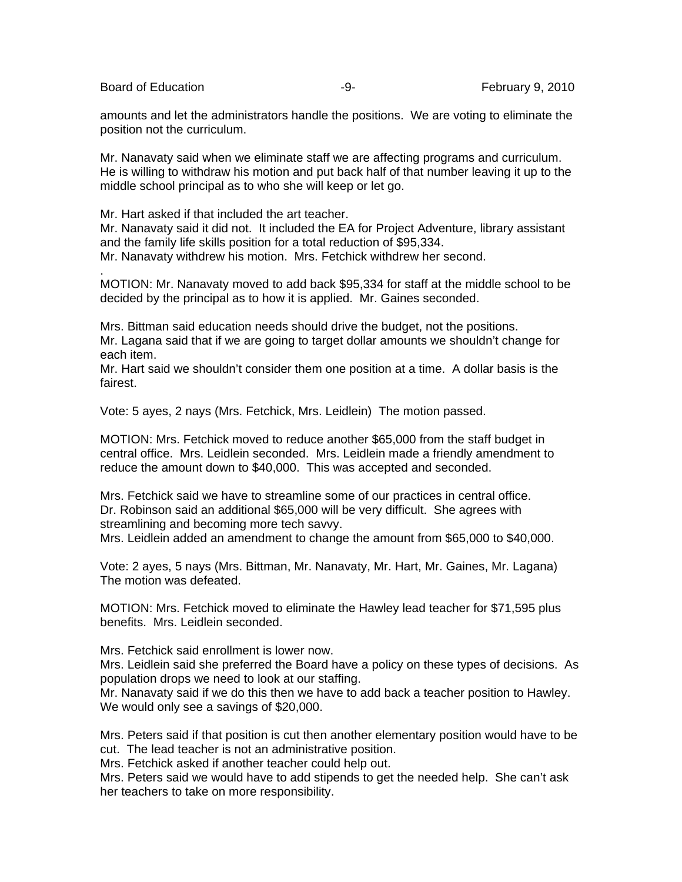amounts and let the administrators handle the positions. We are voting to eliminate the position not the curriculum.

Mr. Nanavaty said when we eliminate staff we are affecting programs and curriculum. He is willing to withdraw his motion and put back half of that number leaving it up to the middle school principal as to who she will keep or let go.

Mr. Hart asked if that included the art teacher.
Mr. Nanavaty said it did not. It included the EA for Project Adventure, library assistant and the family life skills position for a total reduction of $95,334.
Mr. Nanavaty withdrew his motion. Mrs. Fetchick withdrew her second.
.
MOTION: Mr. Nanavaty moved to add back $95,334 for staff at the middle school to be decided by the principal as to how it is applied. Mr. Gaines seconded.

Mrs. Bittman said education needs should drive the budget, not the positions.
Mr. Lagana said that if we are going to target dollar amounts we shouldn't change for each item.
Mr. Hart said we shouldn't consider them one position at a time. A dollar basis is the fairest.

Vote: 5 ayes, 2 nays (Mrs. Fetchick, Mrs. Leidlein) The motion passed.

MOTION: Mrs. Fetchick moved to reduce another $65,000 from the staff budget in central office. Mrs. Leidlein seconded. Mrs. Leidlein made a friendly amendment to reduce the amount down to $40,000. This was accepted and seconded.

Mrs. Fetchick said we have to streamline some of our practices in central office.
Dr. Robinson said an additional $65,000 will be very difficult. She agrees with streamlining and becoming more tech savvy.
Mrs. Leidlein added an amendment to change the amount from $65,000 to $40,000.

Vote: 2 ayes, 5 nays (Mrs. Bittman, Mr. Nanavaty, Mr. Hart, Mr. Gaines, Mr. Lagana) The motion was defeated.

MOTION: Mrs. Fetchick moved to eliminate the Hawley lead teacher for $71,595 plus benefits. Mrs. Leidlein seconded.

Mrs. Fetchick said enrollment is lower now.
Mrs. Leidlein said she preferred the Board have a policy on these types of decisions. As population drops we need to look at our staffing.
Mr. Nanavaty said if we do this then we have to add back a teacher position to Hawley. We would only see a savings of $20,000.

Mrs. Peters said if that position is cut then another elementary position would have to be cut. The lead teacher is not an administrative position.
Mrs. Fetchick asked if another teacher could help out.
Mrs. Peters said we would have to add stipends to get the needed help. She can't ask her teachers to take on more responsibility.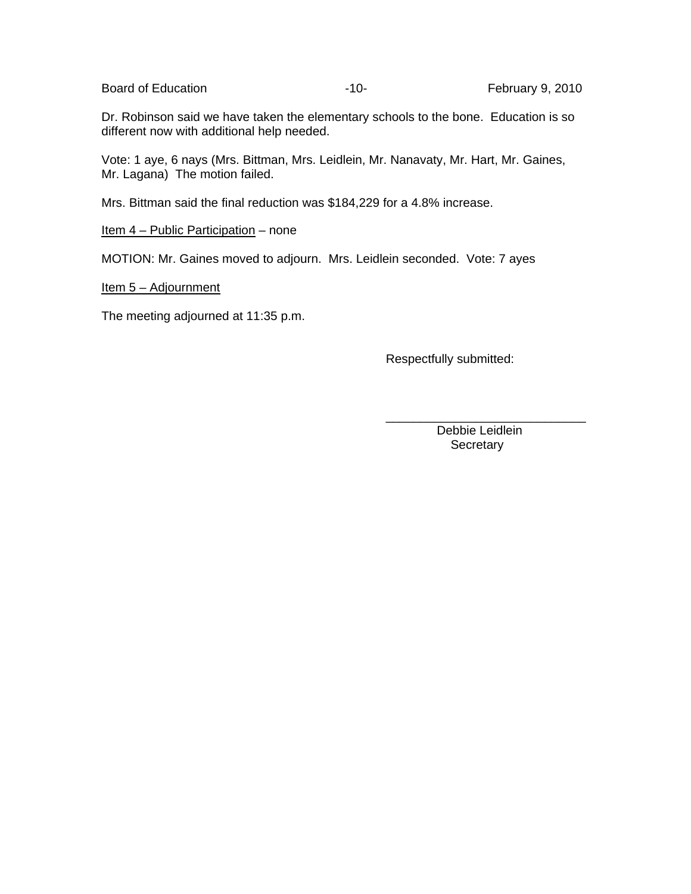Dr. Robinson said we have taken the elementary schools to the bone. Education is so different now with additional help needed.

Vote: 1 aye, 6 nays (Mrs. Bittman, Mrs. Leidlein, Mr. Nanavaty, Mr. Hart, Mr. Gaines, Mr. Lagana) The motion failed.

Mrs. Bittman said the final reduction was $184,229 for a 4.8% increase.

<u>Item 4 – Public Participation</u> – none

MOTION: Mr. Gaines moved to adjourn. Mrs. Leidlein seconded. Vote: 7 ayes

<u>Item 5 – Adjournment</u>

The meeting adjourned at 11:35 p.m.

Respectfully submitted:

\_\_\_\_\_\_\_\_\_\_\_\_\_\_\_\_\_\_\_\_\_\_\_\_\_\_\_\_\_\_

Debbie Leidlein
Secretary